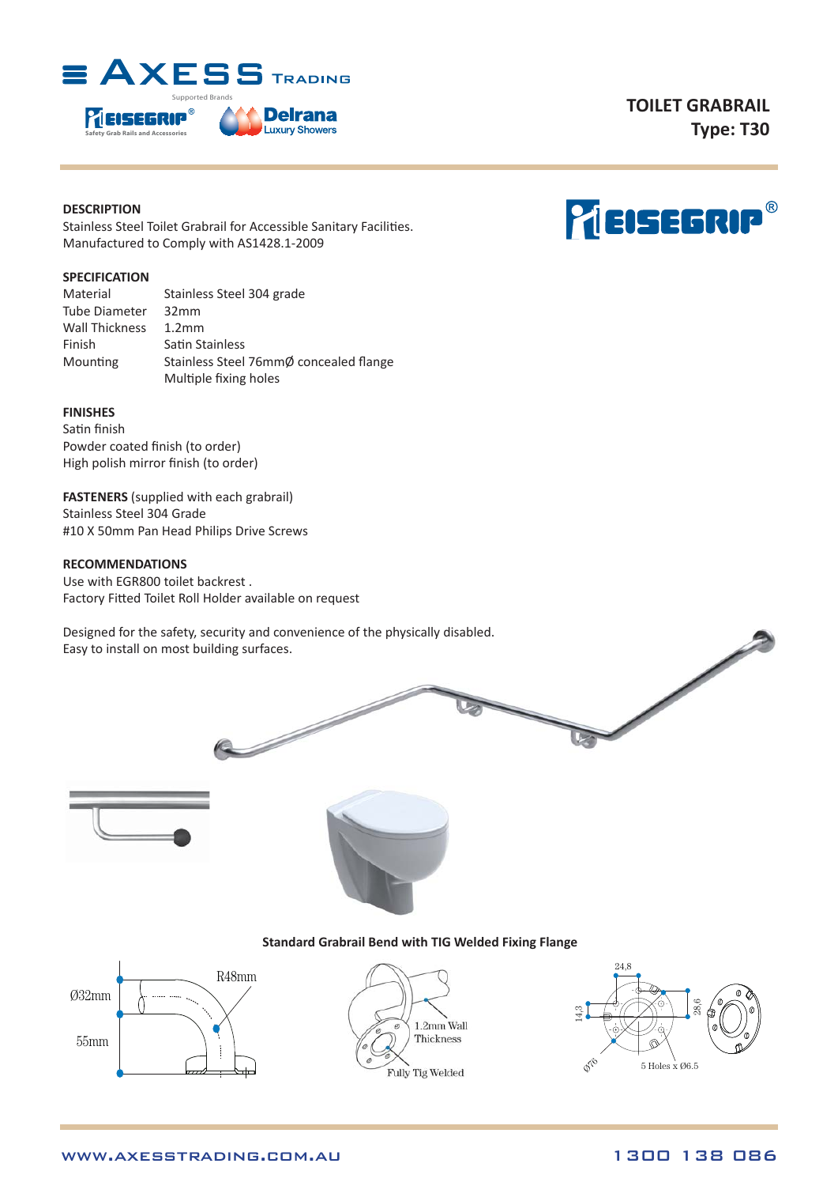# TOILET GRABRAIL
## Type: T30

### DESCRIPTION
Stainless Steel Toilet Grabrail for Accessible Sanitary Facilities.
Manufactured to Comply with AS1428.1-2009

### SPECIFICATION

| | |
|---|---|
| Material | Stainless Steel 304 grade |
| Tube Diameter | 32mm |
| Wall Thickness | 1.2mm |
| Finish | Satin Stainless |
| Mounting | Stainless Steel 76mmØ concealed flange<br>Multiple fixing holes |

### FINISHES
Satin finish
Powder coated finish (to order)
High polish mirror finish (to order)

**FASTENERS** (supplied with each grabrail)
Stainless Steel 304 Grade
#10 X 50mm Pan Head Philips Drive Screws

### RECOMMENDATIONS
Use with EGR800 toilet backrest .
Factory Fitted Toilet Roll Holder available on request

Designed for the safety, security and convenience of the physically disabled.
Easy to install on most building surfaces.

**Standard Grabrail Bend with TIG Welded Fixing Flange**

Ø32mm
R48mm
55mm

1.2mm Wall Thickness
Fully Tig Welded

24,8
14,3
28,6
Ø76
5 Holes x Ø6.5

WWW.AXESSTRADING.COM.AU 1300 138 086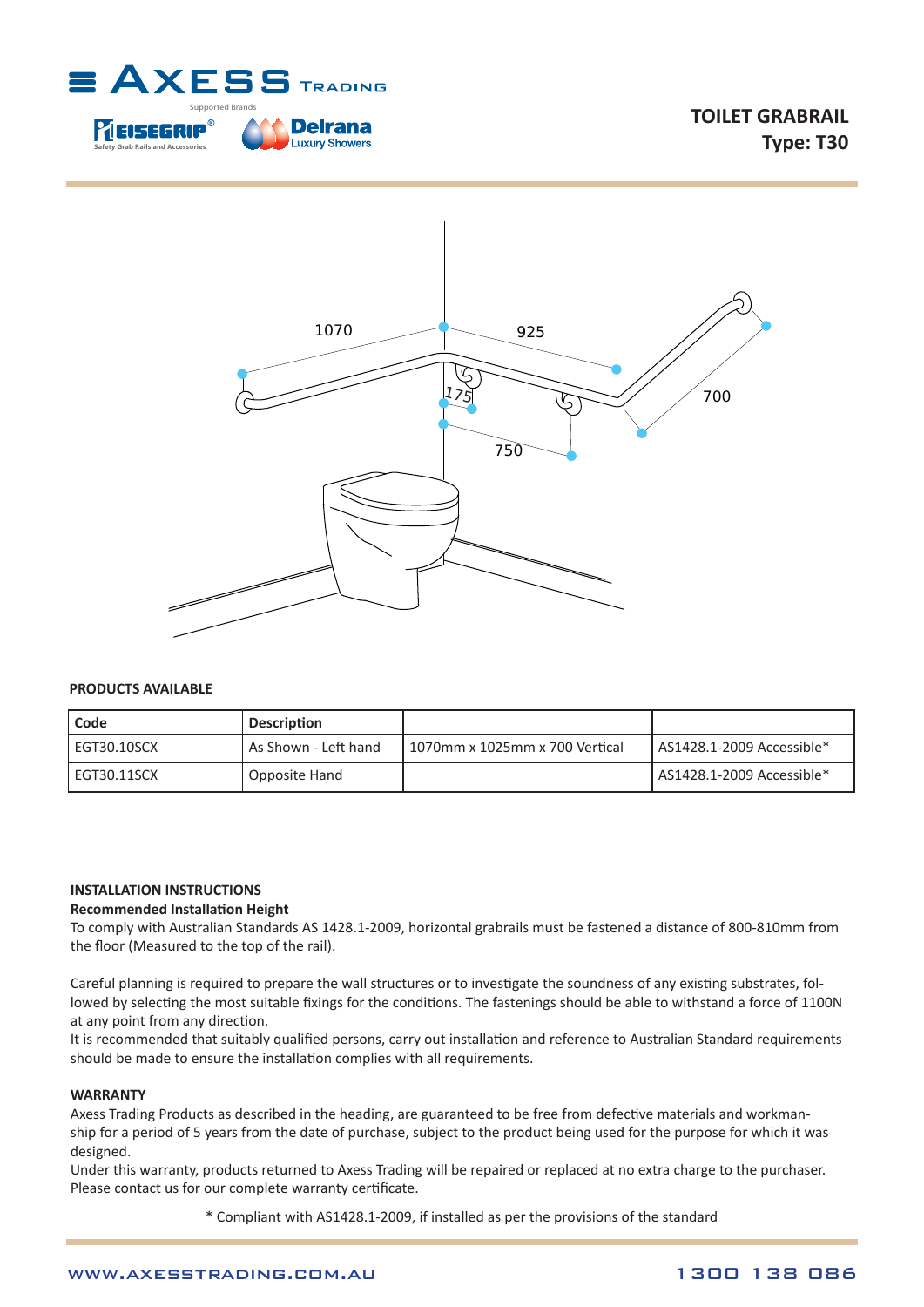# TOILET GRABRAIL
## Type: T30

1070

925

175

700

750

**PRODUCTS AVAILABLE**

| Code | Description | | |
|---|---|---|---|
| EGT30.10SCX | As Shown - Left hand | 1070mm x 1025mm x 700 Vertical | AS1428.1-2009 Accessible* |
| EGT30.11SCX | Opposite Hand | | AS1428.1-2009 Accessible* |

**INSTALLATION INSTRUCTIONS**

**Recommended Installation Height**

To comply with Australian Standards AS 1428.1-2009, horizontal grabrails must be fastened a distance of 800-810mm from the floor (Measured to the top of the rail).

Careful planning is required to prepare the wall structures or to investigate the soundness of any existing substrates, followed by selecting the most suitable fixings for the conditions. The fastenings should be able to withstand a force of 1100N at any point from any direction.

It is recommended that suitably qualified persons, carry out installation and reference to Australian Standard requirements should be made to ensure the installation complies with all requirements.

**WARRANTY**

Axess Trading Products as described in the heading, are guaranteed to be free from defective materials and workmanship for a period of 5 years from the date of purchase, subject to the product being used for the purpose for which it was designed.

Under this warranty, products returned to Axess Trading will be repaired or replaced at no extra charge to the purchaser. Please contact us for our complete warranty certificate.

\* Compliant with AS1428.1-2009, if installed as per the provisions of the standard

WWW.AXESSTRADING.COM.AU 1300 138 086